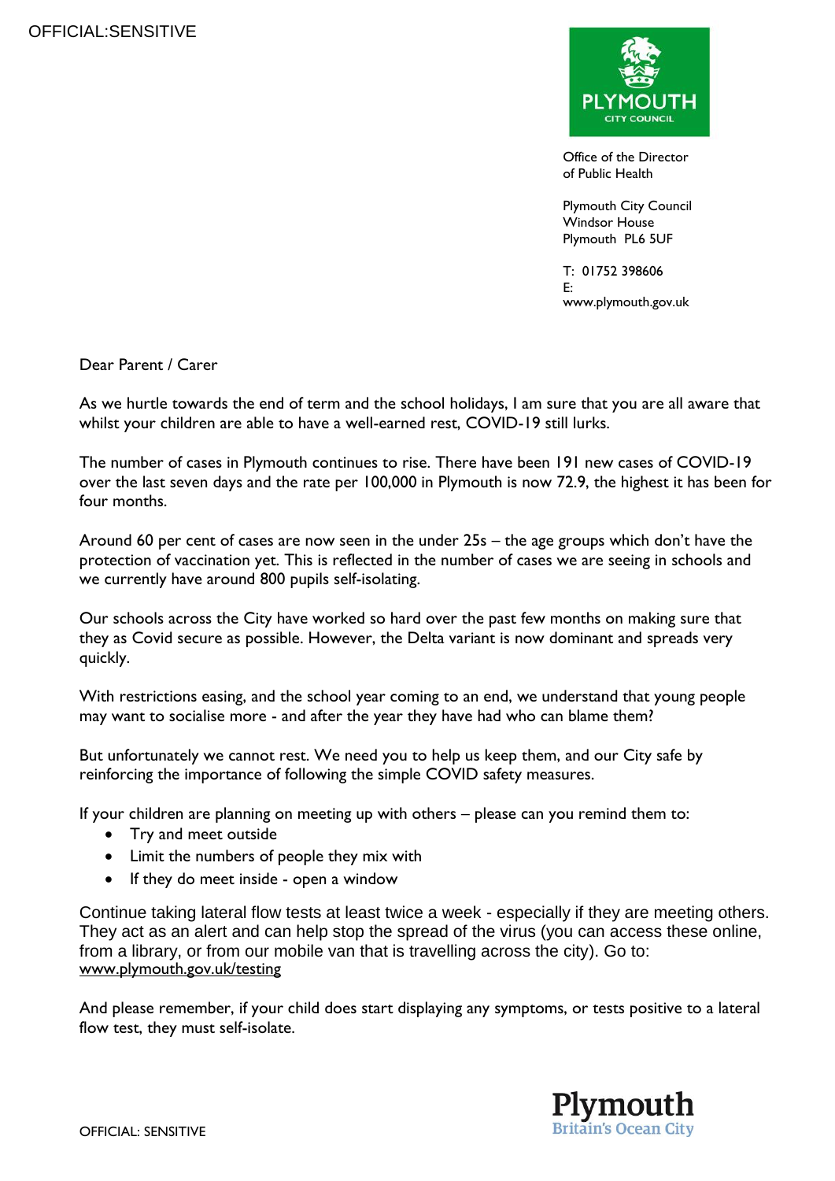OFFICIAL:SENSITIVE

Office of the Director of Public Health

Plymouth City Council
Windsor House
Plymouth PL6 5UF

T: 01752 398606
E:
www.plymouth.gov.uk

Dear Parent / Carer

As we hurtle towards the end of term and the school holidays, I am sure that you are all aware that whilst your children are able to have a well-earned rest, COVID-19 still lurks.

The number of cases in Plymouth continues to rise. There have been 191 new cases of COVID-19 over the last seven days and the rate per 100,000 in Plymouth is now 72.9, the highest it has been for four months.

Around 60 per cent of cases are now seen in the under 25s – the age groups which don't have the protection of vaccination yet. This is reflected in the number of cases we are seeing in schools and we currently have around 800 pupils self-isolating.

Our schools across the City have worked so hard over the past few months on making sure that they as Covid secure as possible. However, the Delta variant is now dominant and spreads very quickly.

With restrictions easing, and the school year coming to an end, we understand that young people may want to socialise more - and after the year they have had who can blame them?

But unfortunately we cannot rest. We need you to help us keep them, and our City safe by reinforcing the importance of following the simple COVID safety measures.

If your children are planning on meeting up with others – please can you remind them to:

- Try and meet outside
- Limit the numbers of people they mix with
- If they do meet inside - open a window

Continue taking lateral flow tests at least twice a week - especially if they are meeting others. They act as an alert and can help stop the spread of the virus (you can access these online, from a library, or from our mobile van that is travelling across the city). Go to: www.plymouth.gov.uk/testing

And please remember, if your child does start displaying any symptoms, or tests positive to a lateral flow test, they must self-isolate.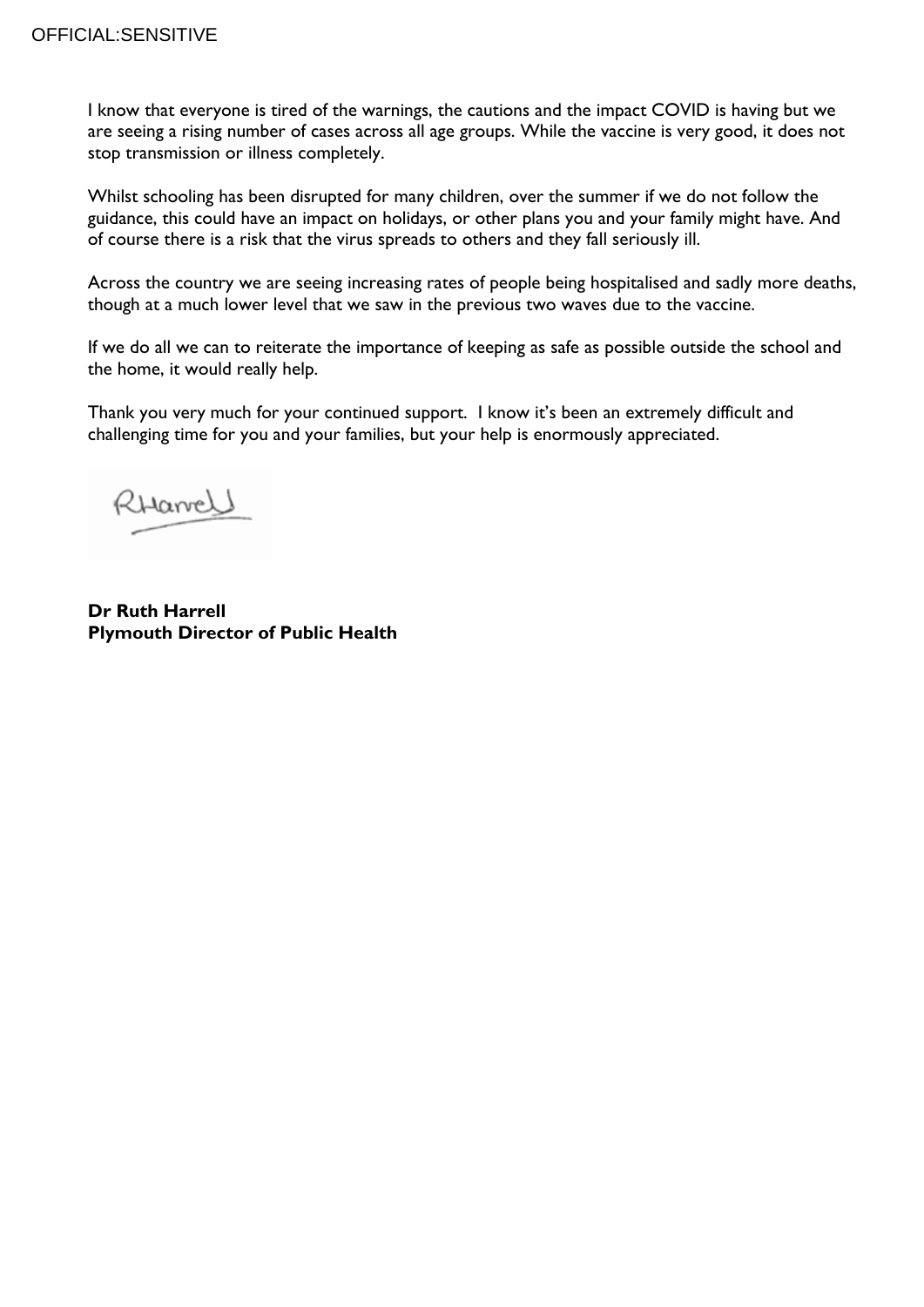I know that everyone is tired of the warnings, the cautions and the impact COVID is having but we are seeing a rising number of cases across all age groups. While the vaccine is very good, it does not stop transmission or illness completely.

Whilst schooling has been disrupted for many children, over the summer if we do not follow the guidance, this could have an impact on holidays, or other plans you and your family might have. And of course there is a risk that the virus spreads to others and they fall seriously ill.

Across the country we are seeing increasing rates of people being hospitalised and sadly more deaths, though at a much lower level that we saw in the previous two waves due to the vaccine.

If we do all we can to reiterate the importance of keeping as safe as possible outside the school and the home, it would really help.

Thank you very much for your continued support. I know it's been an extremely difficult and challenging time for you and your families, but your help is enormously appreciated.

RHarrell

**Dr Ruth Harrell**
**Plymouth Director of Public Health**